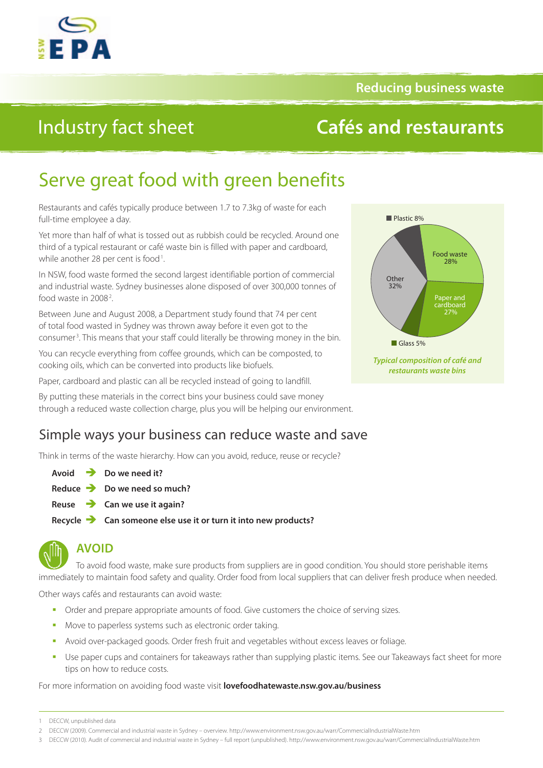Reducing business waste

# Industry fact sheet — Cafés and restaurants

## Serve great food with green benefits

Restaurants and cafés typically produce between 1.7 to 7.3kg of waste for each full-time employee a day.

Yet more than half of what is tossed out as rubbish could be recycled. Around one third of a typical restaurant or café waste bin is filled with paper and cardboard, while another 28 per cent is food[1].

In NSW, food waste formed the second largest identifiable portion of commercial and industrial waste. Sydney businesses alone disposed of over 300,000 tonnes of food waste in 2008[2].

Between June and August 2008, a Department study found that 74 per cent of total food wasted in Sydney was thrown away before it even got to the consumer[3]. This means that your staff could literally be throwing money in the bin.

You can recycle everything from coffee grounds, which can be composted, to cooking oils, which can be converted into products like biofuels.

Paper, cardboard and plastic can all be recycled instead of going to landfill.

By putting these materials in the correct bins your business could save money through a reduced waste collection charge, plus you will be helping our environment.

Plastic 8%
Food waste 28%
Paper and cardboard 27%
Glass 5%
Other 32%

*Typical composition of café and restaurants waste bins*

## Simple ways your business can reduce waste and save

Think in terms of the waste hierarchy. How can you avoid, reduce, reuse or recycle?

**Avoid** → **Do we need it?**
**Reduce** → **Do we need so much?**
**Reuse** → **Can we use it again?**
**Recycle** → **Can someone else use it or turn it into new products?**

### AVOID

To avoid food waste, make sure products from suppliers are in good condition. You should store perishable items immediately to maintain food safety and quality. Order food from local suppliers that can deliver fresh produce when needed.

Other ways cafés and restaurants can avoid waste:

- Order and prepare appropriate amounts of food. Give customers the choice of serving sizes.
- Move to paperless systems such as electronic order taking.
- Avoid over-packaged goods. Order fresh fruit and vegetables without excess leaves or foliage.
- Use paper cups and containers for takeaways rather than supplying plastic items. See our Takeaways fact sheet for more tips on how to reduce costs.

For more information on avoiding food waste visit **lovefoodhatewaste.nsw.gov.au/business**

---

1 DECCW, unpublished data

2 DECCW (2009). Commercial and industrial waste in Sydney – overview. http://www.environment.nsw.gov.au/warr/CommercialIndustrialWaste.htm

3 DECCW (2010). Audit of commercial and industrial waste in Sydney – full report (unpublished). http://www.environment.nsw.gov.au/warr/CommercialIndustrialWaste.htm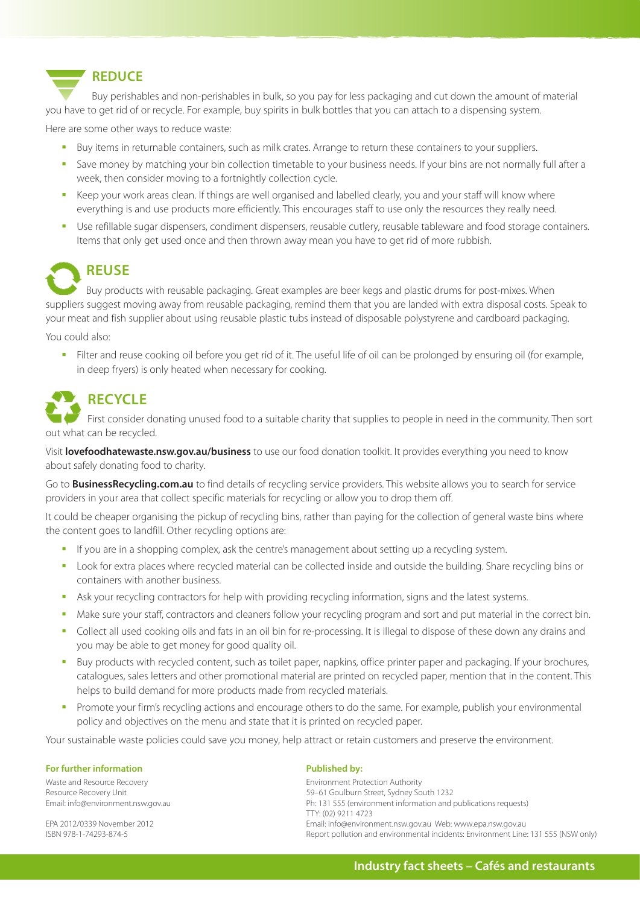## REDUCE

Buy perishables and non-perishables in bulk, so you pay for less packaging and cut down the amount of material you have to get rid of or recycle. For example, buy spirits in bulk bottles that you can attach to a dispensing system.

Here are some other ways to reduce waste:

- Buy items in returnable containers, such as milk crates. Arrange to return these containers to your suppliers.
- Save money by matching your bin collection timetable to your business needs. If your bins are not normally full after a week, then consider moving to a fortnightly collection cycle.
- Keep your work areas clean. If things are well organised and labelled clearly, you and your staff will know where everything is and use products more efficiently. This encourages staff to use only the resources they really need.
- Use refillable sugar dispensers, condiment dispensers, reusable cutlery, reusable tableware and food storage containers. Items that only get used once and then thrown away mean you have to get rid of more rubbish.

## REUSE

Buy products with reusable packaging. Great examples are beer kegs and plastic drums for post-mixes. When suppliers suggest moving away from reusable packaging, remind them that you are landed with extra disposal costs. Speak to your meat and fish supplier about using reusable plastic tubs instead of disposable polystyrene and cardboard packaging.

You could also:

- Filter and reuse cooking oil before you get rid of it. The useful life of oil can be prolonged by ensuring oil (for example, in deep fryers) is only heated when necessary for cooking.

## RECYCLE

First consider donating unused food to a suitable charity that supplies to people in need in the community. Then sort out what can be recycled.

Visit **lovefoodhatewaste.nsw.gov.au/business** to use our food donation toolkit. It provides everything you need to know about safely donating food to charity.

Go to **BusinessRecycling.com.au** to find details of recycling service providers. This website allows you to search for service providers in your area that collect specific materials for recycling or allow you to drop them off.

It could be cheaper organising the pickup of recycling bins, rather than paying for the collection of general waste bins where the content goes to landfill. Other recycling options are:

- If you are in a shopping complex, ask the centre's management about setting up a recycling system.
- Look for extra places where recycled material can be collected inside and outside the building. Share recycling bins or containers with another business.
- Ask your recycling contractors for help with providing recycling information, signs and the latest systems.
- Make sure your staff, contractors and cleaners follow your recycling program and sort and put material in the correct bin.
- Collect all used cooking oils and fats in an oil bin for re-processing. It is illegal to dispose of these down any drains and you may be able to get money for good quality oil.
- Buy products with recycled content, such as toilet paper, napkins, office printer paper and packaging. If your brochures, catalogues, sales letters and other promotional material are printed on recycled paper, mention that in the content. This helps to build demand for more products made from recycled materials.
- Promote your firm's recycling actions and encourage others to do the same. For example, publish your environmental policy and objectives on the menu and state that it is printed on recycled paper.

Your sustainable waste policies could save you money, help attract or retain customers and preserve the environment.

**For further information**

Waste and Resource Recovery
Resource Recovery Unit
Email: info@environment.nsw.gov.au

EPA 2012/0339 November 2012
ISBN 978-1-74293-874-5

**Published by:**

Environment Protection Authority
59–61 Goulburn Street, Sydney South 1232
Ph: 131 555 (environment information and publications requests)
TTY: (02) 9211 4723
Email: info@environment.nsw.gov.au Web: www.epa.nsw.gov.au
Report pollution and environmental incidents: Environment Line: 131 555 (NSW only)

**Industry fact sheets – Cafés and restaurants**